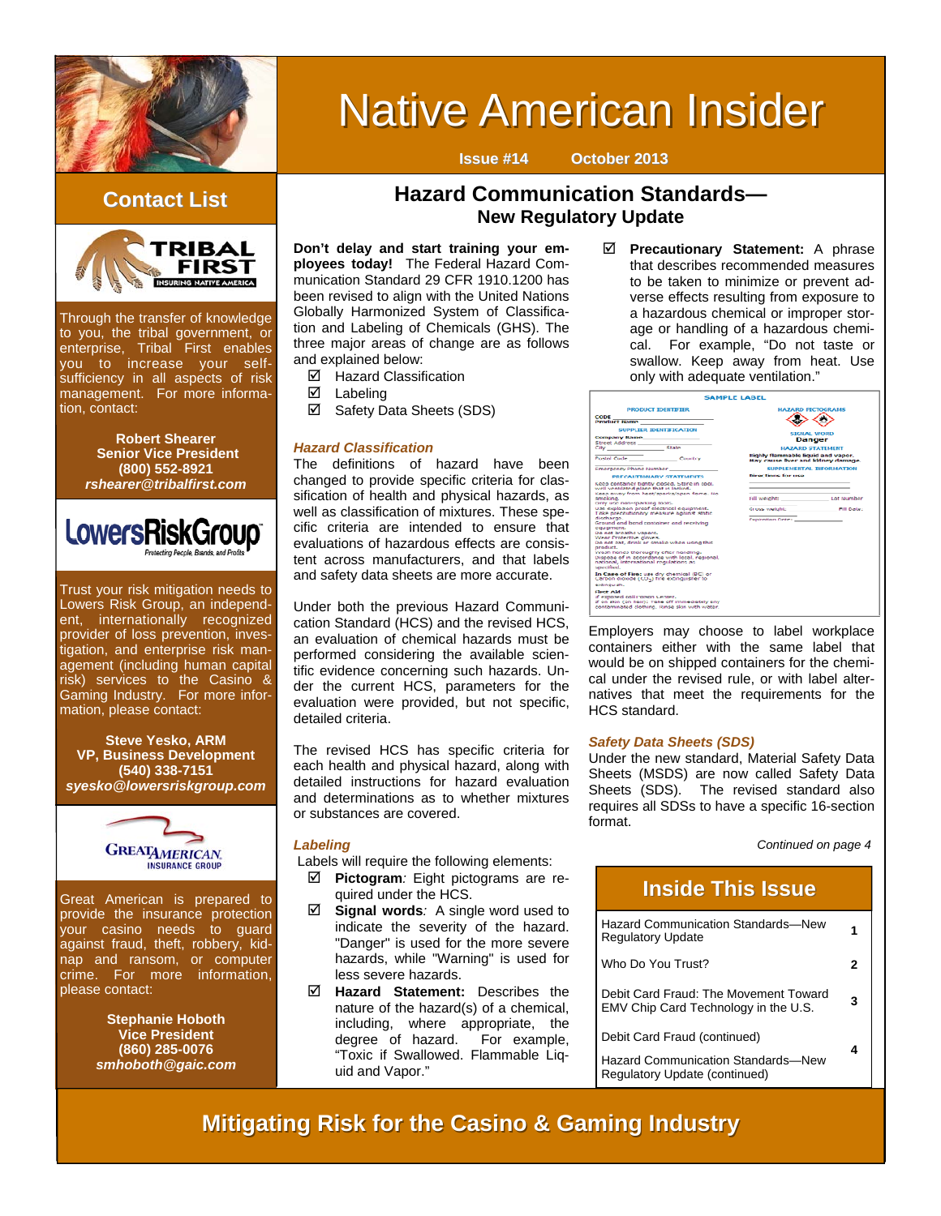# Native American Insider

**Issue #14 October 2013**

## Contact List

TRIBAL FIRST — INSURING NATIVE AMERICA

Through the transfer of knowledge to you, the tribal government, or enterprise, Tribal First enables you to increase your self-sufficiency in all aspects of risk management. For more information, contact:

**Robert Shearer**
**Senior Vice President**
**(800) 552-8921**
***rshearer@tribalfirst.com***

LowersRiskGroup — Protecting People, Brands, and Profits

Trust your risk mitigation needs to Lowers Risk Group, an independent, internationally recognized provider of loss prevention, investigation, and enterprise risk management (including human capital risk) services to the Casino & Gaming Industry. For more information, please contact:

**Steve Yesko, ARM**
**VP, Business Development**
**(540) 338-7151**
***syesko@lowersriskgroup.com***

GREAT AMERICAN INSURANCE GROUP

Great American is prepared to provide the insurance protection your casino needs to guard against fraud, theft, robbery, kidnap and ransom, or computer crime. For more information, please contact:

**Stephanie Hoboth**
**Vice President**
**(860) 285-0076**
***smhoboth@gaic.com***

## Hazard Communication Standards— New Regulatory Update

**Don't delay and start training your employees today!** The Federal Hazard Communication Standard 29 CFR 1910.1200 has been revised to align with the United Nations Globally Harmonized System of Classification and Labeling of Chemicals (GHS). The three major areas of change are as follows and explained below:

- ☑ Hazard Classification
- ☑ Labeling
- ☑ Safety Data Sheets (SDS)

### *Hazard Classification*

The definitions of hazard have been changed to provide specific criteria for classification of health and physical hazards, as well as classification of mixtures. These specific criteria are intended to ensure that evaluations of hazardous effects are consistent across manufacturers, and that labels and safety data sheets are more accurate.

Under both the previous Hazard Communication Standard (HCS) and the revised HCS, an evaluation of chemical hazards must be performed considering the available scientific evidence concerning such hazards. Under the current HCS, parameters for the evaluation were provided, but not specific, detailed criteria.

The revised HCS has specific criteria for each health and physical hazard, along with detailed instructions for hazard evaluation and determinations as to whether mixtures or substances are covered.

### *Labeling*

Labels will require the following elements:

- ☑ **Pictogram***:* Eight pictograms are required under the HCS.
- ☑ **Signal words***:* A single word used to indicate the severity of the hazard. "Danger" is used for the more severe hazards, while "Warning" is used for less severe hazards.
- ☑ **Hazard Statement:** Describes the nature of the hazard(s) of a chemical, including, where appropriate, the degree of hazard. For example, "Toxic if Swallowed. Flammable Liquid and Vapor."
- ☑ **Precautionary Statement:** A phrase that describes recommended measures to be taken to minimize or prevent adverse effects resulting from exposure to a hazardous chemical or improper storage or handling of a hazardous chemical. For example, "Do not taste or swallow. Keep away from heat. Use only with adequate ventilation."

SAMPLE LABEL

Employers may choose to label workplace containers either with the same label that would be on shipped containers for the chemical under the revised rule, or with label alternatives that meet the requirements for the HCS standard.

### *Safety Data Sheets (SDS)*

Under the new standard, Material Safety Data Sheets (MSDS) are now called Safety Data Sheets (SDS). The revised standard also requires all SDSs to have a specific 16-section format.

*Continued on page 4*

## Inside This Issue

| Article | Page |
|---|---|
| Hazard Communication Standards—New Regulatory Update | 1 |
| Who Do You Trust? | 2 |
| Debit Card Fraud: The Movement Toward EMV Chip Card Technology in the U.S. | 3 |
| Debit Card Fraud (continued)<br>Hazard Communication Standards—New Regulatory Update (continued) | 4 |

**Mitigating Risk for the Casino & Gaming Industry**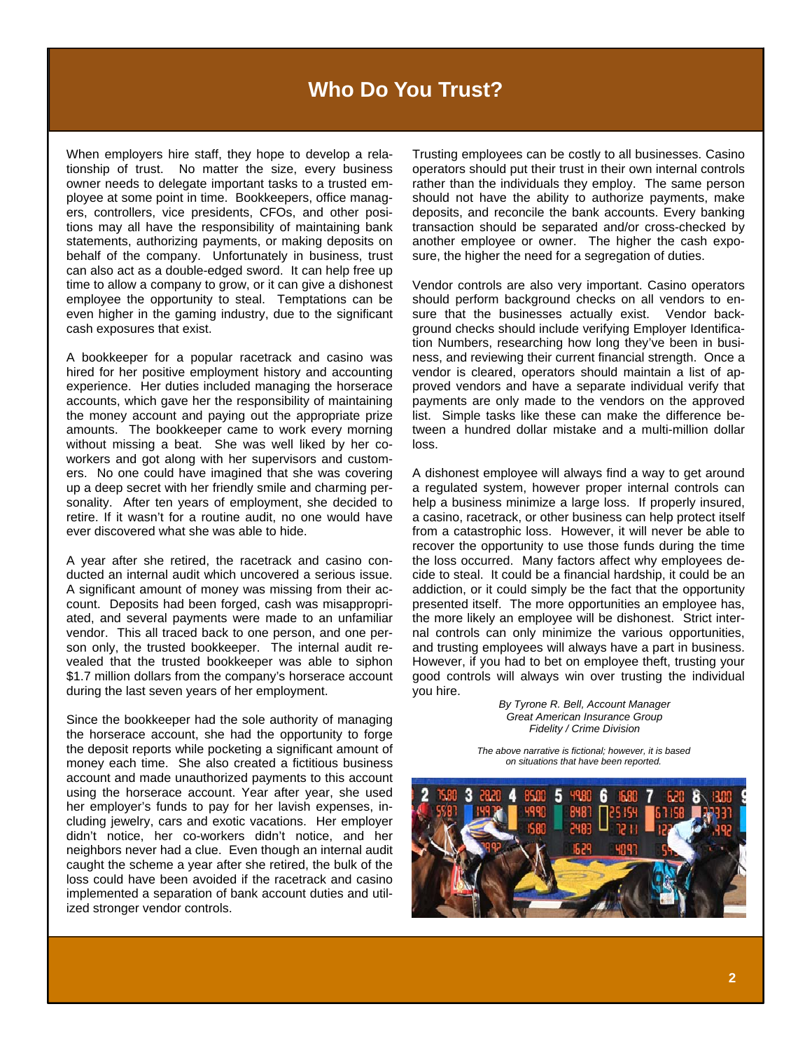# Who Do You Trust?

When employers hire staff, they hope to develop a relationship of trust. No matter the size, every business owner needs to delegate important tasks to a trusted employee at some point in time. Bookkeepers, office managers, controllers, vice presidents, CFOs, and other positions may all have the responsibility of maintaining bank statements, authorizing payments, or making deposits on behalf of the company. Unfortunately in business, trust can also act as a double-edged sword. It can help free up time to allow a company to grow, or it can give a dishonest employee the opportunity to steal. Temptations can be even higher in the gaming industry, due to the significant cash exposures that exist.

A bookkeeper for a popular racetrack and casino was hired for her positive employment history and accounting experience. Her duties included managing the horserace accounts, which gave her the responsibility of maintaining the money account and paying out the appropriate prize amounts. The bookkeeper came to work every morning without missing a beat. She was well liked by her co-workers and got along with her supervisors and customers. No one could have imagined that she was covering up a deep secret with her friendly smile and charming personality. After ten years of employment, she decided to retire. If it wasn't for a routine audit, no one would have ever discovered what she was able to hide.

A year after she retired, the racetrack and casino conducted an internal audit which uncovered a serious issue. A significant amount of money was missing from their account. Deposits had been forged, cash was misappropriated, and several payments were made to an unfamiliar vendor. This all traced back to one person, and one person only, the trusted bookkeeper. The internal audit revealed that the trusted bookkeeper was able to siphon $1.7 million dollars from the company's horserace account during the last seven years of her employment.

Since the bookkeeper had the sole authority of managing the horserace account, she had the opportunity to forge the deposit reports while pocketing a significant amount of money each time. She also created a fictitious business account and made unauthorized payments to this account using the horserace account. Year after year, she used her employer's funds to pay for her lavish expenses, including jewelry, cars and exotic vacations. Her employer didn't notice, her co-workers didn't notice, and her neighbors never had a clue. Even though an internal audit caught the scheme a year after she retired, the bulk of the loss could have been avoided if the racetrack and casino implemented a separation of bank account duties and utilized stronger vendor controls.

Trusting employees can be costly to all businesses. Casino operators should put their trust in their own internal controls rather than the individuals they employ. The same person should not have the ability to authorize payments, make deposits, and reconcile the bank accounts. Every banking transaction should be separated and/or cross-checked by another employee or owner. The higher the cash exposure, the higher the need for a segregation of duties.

Vendor controls are also very important. Casino operators should perform background checks on all vendors to ensure that the businesses actually exist. Vendor background checks should include verifying Employer Identification Numbers, researching how long they've been in business, and reviewing their current financial strength. Once a vendor is cleared, operators should maintain a list of approved vendors and have a separate individual verify that payments are only made to the vendors on the approved list. Simple tasks like these can make the difference between a hundred dollar mistake and a multi-million dollar loss.

A dishonest employee will always find a way to get around a regulated system, however proper internal controls can help a business minimize a large loss. If properly insured, a casino, racetrack, or other business can help protect itself from a catastrophic loss. However, it will never be able to recover the opportunity to use those funds during the time the loss occurred. Many factors affect why employees decide to steal. It could be a financial hardship, it could be an addiction, or it could simply be the fact that the opportunity presented itself. The more opportunities an employee has, the more likely an employee will be dishonest. Strict internal controls can only minimize the various opportunities, and trusting employees will always have a part in business. However, if you had to bet on employee theft, trusting your good controls will always win over trusting the individual you hire.

*By Tyrone R. Bell, Account Manager*
*Great American Insurance Group*
*Fidelity / Crime Division*

*The above narrative is fictional; however, it is based on situations that have been reported.*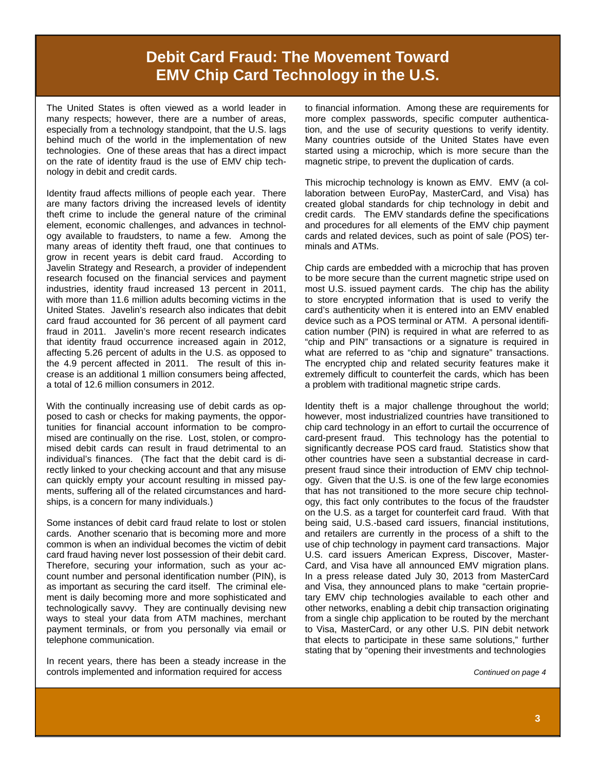# Debit Card Fraud: The Movement Toward EMV Chip Card Technology in the U.S.

The United States is often viewed as a world leader in many respects; however, there are a number of areas, especially from a technology standpoint, that the U.S. lags behind much of the world in the implementation of new technologies. One of these areas that has a direct impact on the rate of identity fraud is the use of EMV chip technology in debit and credit cards.

Identity fraud affects millions of people each year. There are many factors driving the increased levels of identity theft crime to include the general nature of the criminal element, economic challenges, and advances in technology available to fraudsters, to name a few. Among the many areas of identity theft fraud, one that continues to grow in recent years is debit card fraud. According to Javelin Strategy and Research, a provider of independent research focused on the financial services and payment industries, identity fraud increased 13 percent in 2011, with more than 11.6 million adults becoming victims in the United States. Javelin's research also indicates that debit card fraud accounted for 36 percent of all payment card fraud in 2011. Javelin's more recent research indicates that identity fraud occurrence increased again in 2012, affecting 5.26 percent of adults in the U.S. as opposed to the 4.9 percent affected in 2011. The result of this increase is an additional 1 million consumers being affected, a total of 12.6 million consumers in 2012.

With the continually increasing use of debit cards as opposed to cash or checks for making payments, the opportunities for financial account information to be compromised are continually on the rise. Lost, stolen, or compromised debit cards can result in fraud detrimental to an individual's finances. (The fact that the debit card is directly linked to your checking account and that any misuse can quickly empty your account resulting in missed payments, suffering all of the related circumstances and hardships, is a concern for many individuals.)

Some instances of debit card fraud relate to lost or stolen cards. Another scenario that is becoming more and more common is when an individual becomes the victim of debit card fraud having never lost possession of their debit card. Therefore, securing your information, such as your account number and personal identification number (PIN), is as important as securing the card itself. The criminal element is daily becoming more and more sophisticated and technologically savvy. They are continually devising new ways to steal your data from ATM machines, merchant payment terminals, or from you personally via email or telephone communication.

In recent years, there has been a steady increase in the controls implemented and information required for access to financial information. Among these are requirements for more complex passwords, specific computer authentication, and the use of security questions to verify identity. Many countries outside of the United States have even started using a microchip, which is more secure than the magnetic stripe, to prevent the duplication of cards.

This microchip technology is known as EMV. EMV (a collaboration between EuroPay, MasterCard, and Visa) has created global standards for chip technology in debit and credit cards. The EMV standards define the specifications and procedures for all elements of the EMV chip payment cards and related devices, such as point of sale (POS) terminals and ATMs.

Chip cards are embedded with a microchip that has proven to be more secure than the current magnetic stripe used on most U.S. issued payment cards. The chip has the ability to store encrypted information that is used to verify the card's authenticity when it is entered into an EMV enabled device such as a POS terminal or ATM. A personal identification number (PIN) is required in what are referred to as "chip and PIN" transactions or a signature is required in what are referred to as "chip and signature" transactions. The encrypted chip and related security features make it extremely difficult to counterfeit the cards, which has been a problem with traditional magnetic stripe cards.

Identity theft is a major challenge throughout the world; however, most industrialized countries have transitioned to chip card technology in an effort to curtail the occurrence of card-present fraud. This technology has the potential to significantly decrease POS card fraud. Statistics show that other countries have seen a substantial decrease in card-present fraud since their introduction of EMV chip technology. Given that the U.S. is one of the few large economies that has not transitioned to the more secure chip technology, this fact only contributes to the focus of the fraudster on the U.S. as a target for counterfeit card fraud. With that being said, U.S.-based card issuers, financial institutions, and retailers are currently in the process of a shift to the use of chip technology in payment card transactions. Major U.S. card issuers American Express, Discover, MasterCard, and Visa have all announced EMV migration plans. In a press release dated July 30, 2013 from MasterCard and Visa, they announced plans to make "certain proprietary EMV chip technologies available to each other and other networks, enabling a debit chip transaction originating from a single chip application to be routed by the merchant to Visa, MasterCard, or any other U.S. PIN debit network that elects to participate in these same solutions," further stating that by "opening their investments and technologies

*Continued on page 4*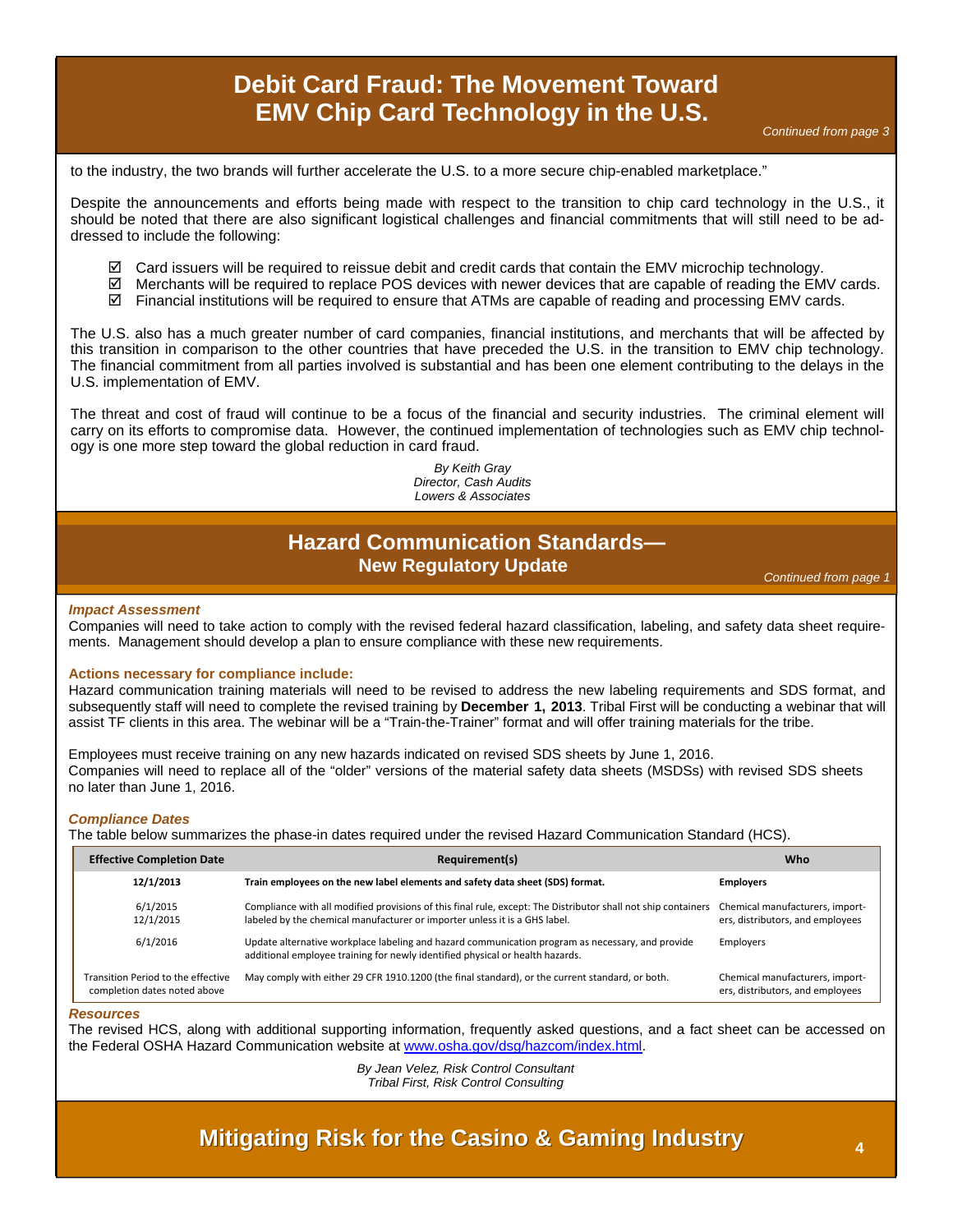# Debit Card Fraud: The Movement Toward EMV Chip Card Technology in the U.S.

*Continued from page 3*

to the industry, the two brands will further accelerate the U.S. to a more secure chip-enabled marketplace."

Despite the announcements and efforts being made with respect to the transition to chip card technology in the U.S., it should be noted that there are also significant logistical challenges and financial commitments that will still need to be addressed to include the following:

- ☑ Card issuers will be required to reissue debit and credit cards that contain the EMV microchip technology.
- ☑ Merchants will be required to replace POS devices with newer devices that are capable of reading the EMV cards.
- ☑ Financial institutions will be required to ensure that ATMs are capable of reading and processing EMV cards.

The U.S. also has a much greater number of card companies, financial institutions, and merchants that will be affected by this transition in comparison to the other countries that have preceded the U.S. in the transition to EMV chip technology. The financial commitment from all parties involved is substantial and has been one element contributing to the delays in the U.S. implementation of EMV.

The threat and cost of fraud will continue to be a focus of the financial and security industries. The criminal element will carry on its efforts to compromise data. However, the continued implementation of technologies such as EMV chip technology is one more step toward the global reduction in card fraud.

*By Keith Gray*
*Director, Cash Audits*
*Lowers & Associates*

# Hazard Communication Standards—
## New Regulatory Update

*Continued from page 1*

***Impact Assessment***

Companies will need to take action to comply with the revised federal hazard classification, labeling, and safety data sheet requirements. Management should develop a plan to ensure compliance with these new requirements.

**Actions necessary for compliance include:**

Hazard communication training materials will need to be revised to address the new labeling requirements and SDS format, and subsequently staff will need to complete the revised training by **December 1, 2013**. Tribal First will be conducting a webinar that will assist TF clients in this area. The webinar will be a "Train-the-Trainer" format and will offer training materials for the tribe.

Employees must receive training on any new hazards indicated on revised SDS sheets by June 1, 2016.
Companies will need to replace all of the "older" versions of the material safety data sheets (MSDSs) with revised SDS sheets no later than June 1, 2016.

***Compliance Dates***

The table below summarizes the phase-in dates required under the revised Hazard Communication Standard (HCS).

| Effective Completion Date | Requirement(s) | Who |
|---|---|---|
| **12/1/2013** | **Train employees on the new label elements and safety data sheet (SDS) format.** | **Employers** |
| 6/1/2015<br>12/1/2015 | Compliance with all modified provisions of this final rule, except: The Distributor shall not ship containers labeled by the chemical manufacturer or importer unless it is a GHS label. | Chemical manufacturers, importers, distributors, and employees |
| 6/1/2016 | Update alternative workplace labeling and hazard communication program as necessary, and provide additional employee training for newly identified physical or health hazards. | Employers |
| Transition Period to the effective completion dates noted above | May comply with either 29 CFR 1910.1200 (the final standard), or the current standard, or both. | Chemical manufacturers, importers, distributors, and employees |

***Resources***

The revised HCS, along with additional supporting information, frequently asked questions, and a fact sheet can be accessed on the Federal OSHA Hazard Communication website at www.osha.gov/dsg/hazcom/index.html.

*By Jean Velez, Risk Control Consultant*
*Tribal First, Risk Control Consulting*